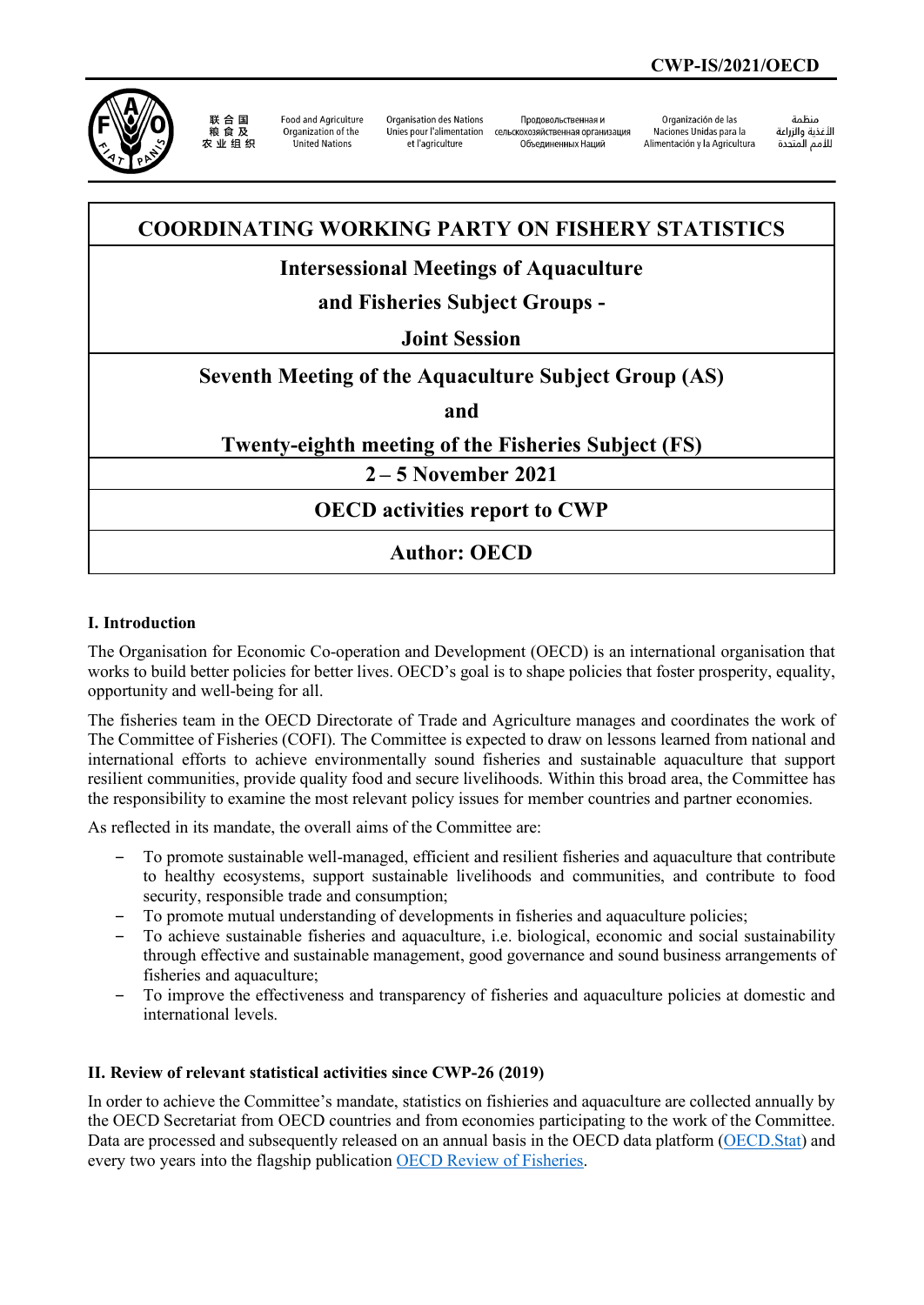CWP-IS/2021/OECD

联合国粮食及农业组织 | Food and Agriculture Organization of the United Nations | Organisation des Nations Unies pour l'alimentation et l'agriculture | Продовольственная и сельскохозяйственная организация Объединенных Наций | Organización de las Naciones Unidas para la Alimentación y la Agricultura | منظمة الأغذية والزراعة للأمم المتحدة

# COORDINATING WORKING PARTY ON FISHERY STATISTICS

## Intersessional Meetings of Aquaculture and Fisheries Subject Groups - Joint Session

## Seventh Meeting of the Aquaculture Subject Group (AS) and Twenty-eighth meeting of the Fisheries Subject (FS)

**2 – 5 November 2021**

**OECD activities report to CWP**

**Author: OECD**

### I. Introduction

The Organisation for Economic Co-operation and Development (OECD) is an international organisation that works to build better policies for better lives. OECD's goal is to shape policies that foster prosperity, equality, opportunity and well-being for all.

The fisheries team in the OECD Directorate of Trade and Agriculture manages and coordinates the work of The Committee of Fisheries (COFI). The Committee is expected to draw on lessons learned from national and international efforts to achieve environmentally sound fisheries and sustainable aquaculture that support resilient communities, provide quality food and secure livelihoods. Within this broad area, the Committee has the responsibility to examine the most relevant policy issues for member countries and partner economies.

As reflected in its mandate, the overall aims of the Committee are:

- To promote sustainable well-managed, efficient and resilient fisheries and aquaculture that contribute to healthy ecosystems, support sustainable livelihoods and communities, and contribute to food security, responsible trade and consumption;
- To promote mutual understanding of developments in fisheries and aquaculture policies;
- To achieve sustainable fisheries and aquaculture, i.e. biological, economic and social sustainability through effective and sustainable management, good governance and sound business arrangements of fisheries and aquaculture;
- To improve the effectiveness and transparency of fisheries and aquaculture policies at domestic and international levels.

### II. Review of relevant statistical activities since CWP-26 (2019)

In order to achieve the Committee's mandate, statistics on fishieries and aquaculture are collected annually by the OECD Secretariat from OECD countries and from economies participating to the work of the Committee. Data are processed and subsequently released on an annual basis in the OECD data platform (OECD.Stat) and every two years into the flagship publication OECD Review of Fisheries.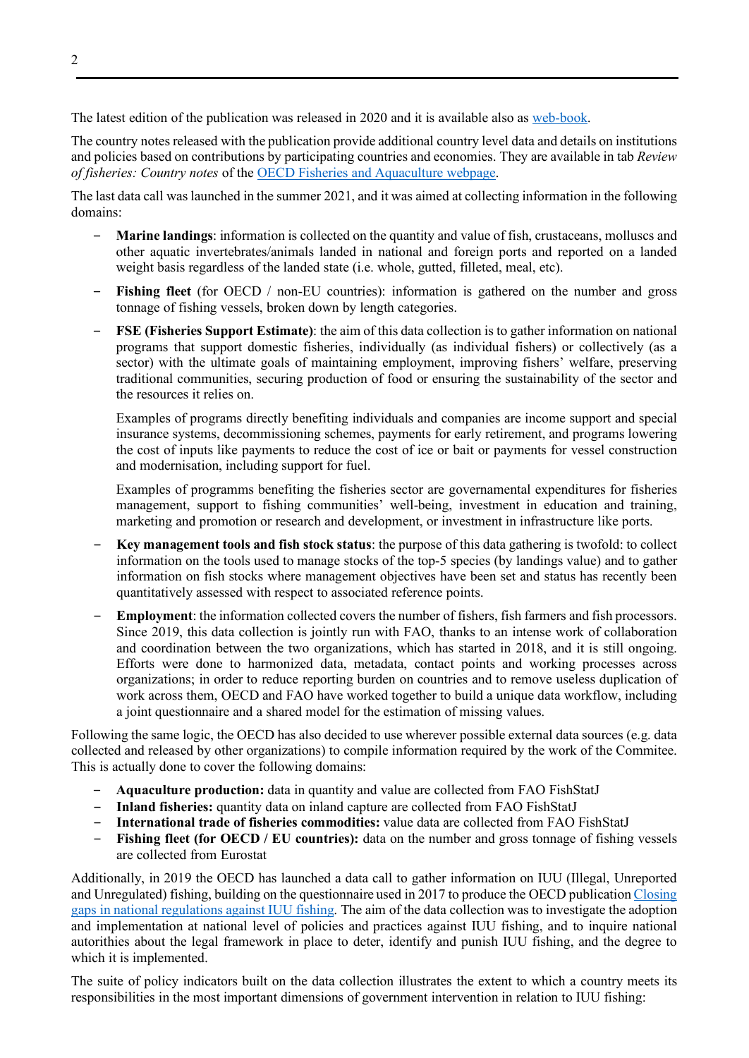The latest edition of the publication was released in 2020 and it is available also as [web-book](#).

The country notes released with the publication provide additional country level data and details on institutions and policies based on contributions by participating countries and economies. They are available in tab *Review of fisheries: Country notes* of the [OECD Fisheries and Aquaculture webpage](#).

The last data call was launched in the summer 2021, and it was aimed at collecting information in the following domains:

- **Marine landings**: information is collected on the quantity and value of fish, crustaceans, molluscs and other aquatic invertebrates/animals landed in national and foreign ports and reported on a landed weight basis regardless of the landed state (i.e. whole, gutted, filleted, meal, etc).
- **Fishing fleet** (for OECD / non-EU countries): information is gathered on the number and gross tonnage of fishing vessels, broken down by length categories.
- **FSE (Fisheries Support Estimate)**: the aim of this data collection is to gather information on national programs that support domestic fisheries, individually (as individual fishers) or collectively (as a sector) with the ultimate goals of maintaining employment, improving fishers' welfare, preserving traditional communities, securing production of food or ensuring the sustainability of the sector and the resources it relies on.

  Examples of programs directly benefiting individuals and companies are income support and special insurance systems, decommissioning schemes, payments for early retirement, and programs lowering the cost of inputs like payments to reduce the cost of ice or bait or payments for vessel construction and modernisation, including support for fuel.

  Examples of programms benefiting the fisheries sector are governamental expenditures for fisheries management, support to fishing communities' well-being, investment in education and training, marketing and promotion or research and development, or investment in infrastructure like ports.
- **Key management tools and fish stock status**: the purpose of this data gathering is twofold: to collect information on the tools used to manage stocks of the top-5 species (by landings value) and to gather information on fish stocks where management objectives have been set and status has recently been quantitatively assessed with respect to associated reference points.
- **Employment**: the information collected covers the number of fishers, fish farmers and fish processors. Since 2019, this data collection is jointly run with FAO, thanks to an intense work of collaboration and coordination between the two organizations, which has started in 2018, and it is still ongoing. Efforts were done to harmonized data, metadata, contact points and working processes across organizations; in order to reduce reporting burden on countries and to remove useless duplication of work across them, OECD and FAO have worked together to build a unique data workflow, including a joint questionnaire and a shared model for the estimation of missing values.

Following the same logic, the OECD has also decided to use wherever possible external data sources (e.g. data collected and released by other organizations) to compile information required by the work of the Commitee. This is actually done to cover the following domains:

- **Aquaculture production:** data in quantity and value are collected from FAO FishStatJ
- **Inland fisheries:** quantity data on inland capture are collected from FAO FishStatJ
- **International trade of fisheries commodities:** value data are collected from FAO FishStatJ
- **Fishing fleet (for OECD / EU countries):** data on the number and gross tonnage of fishing vessels are collected from Eurostat

Additionally, in 2019 the OECD has launched a data call to gather information on IUU (Illegal, Unreported and Unregulated) fishing, building on the questionnaire used in 2017 to produce the OECD publication [Closing gaps in national regulations against IUU fishing](#). The aim of the data collection was to investigate the adoption and implementation at national level of policies and practices against IUU fishing, and to inquire national autorithies about the legal framework in place to deter, identify and punish IUU fishing, and the degree to which it is implemented.

The suite of policy indicators built on the data collection illustrates the extent to which a country meets its responsibilities in the most important dimensions of government intervention in relation to IUU fishing: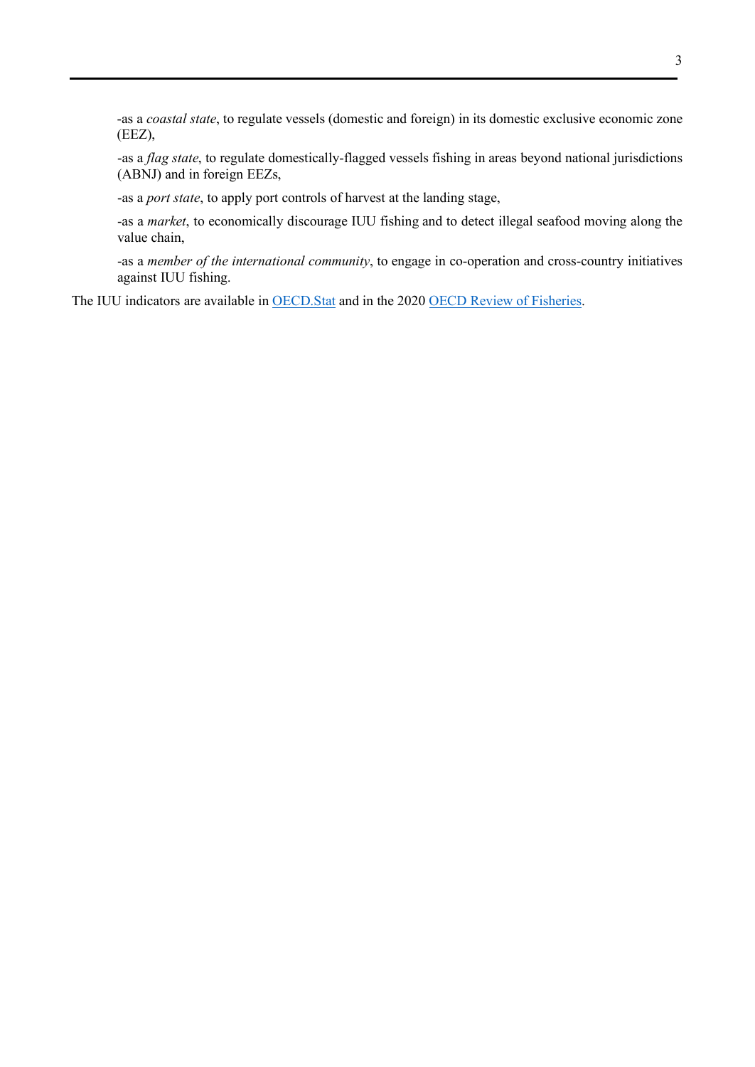-as a *coastal state*, to regulate vessels (domestic and foreign) in its domestic exclusive economic zone (EEZ),

-as a *flag state*, to regulate domestically-flagged vessels fishing in areas beyond national jurisdictions (ABNJ) and in foreign EEZs,

-as a *port state*, to apply port controls of harvest at the landing stage,

-as a *market*, to economically discourage IUU fishing and to detect illegal seafood moving along the value chain,

-as a *member of the international community*, to engage in co-operation and cross-country initiatives against IUU fishing.

The IUU indicators are available in OECD.Stat and in the 2020 OECD Review of Fisheries.